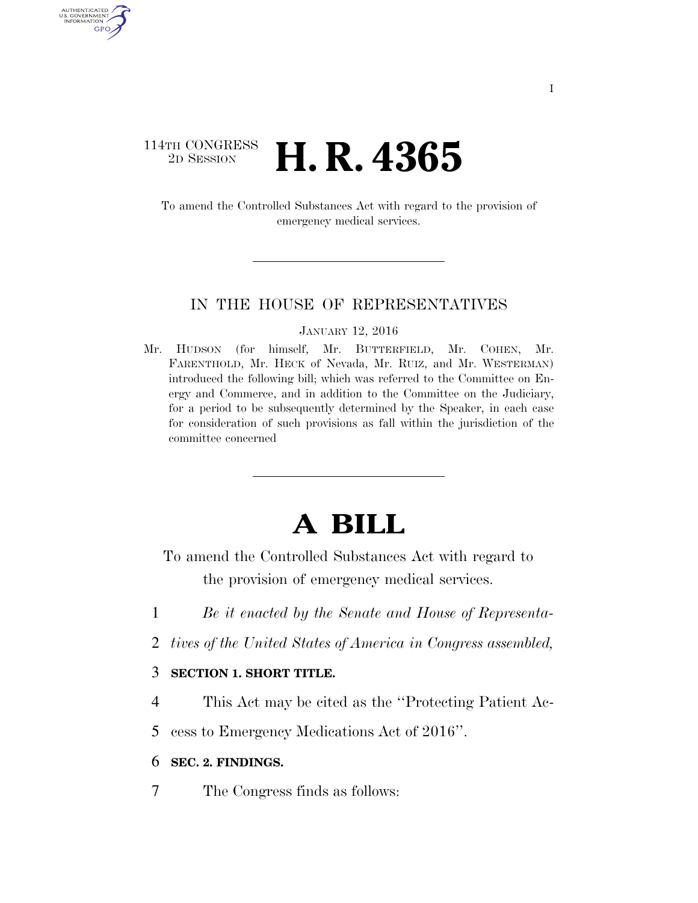I

114TH CONGRESS
2D SESSION

# H. R. 4365

To amend the Controlled Substances Act with regard to the provision of emergency medical services.

IN THE HOUSE OF REPRESENTATIVES

JANUARY 12, 2016

Mr. HUDSON (for himself, Mr. BUTTERFIELD, Mr. COHEN, Mr. FARENTHOLD, Mr. HECK of Nevada, Mr. RUIZ, and Mr. WESTERMAN) introduced the following bill; which was referred to the Committee on Energy and Commerce, and in addition to the Committee on the Judiciary, for a period to be subsequently determined by the Speaker, in each case for consideration of such provisions as fall within the jurisdiction of the committee concerned

# A BILL

To amend the Controlled Substances Act with regard to the provision of emergency medical services.

1 *Be it enacted by the Senate and House of Representa-*
2 *tives of the United States of America in Congress assembled,*

3 **SECTION 1. SHORT TITLE.**

4 This Act may be cited as the ''Protecting Patient Ac-
5 cess to Emergency Medications Act of 2016''.

6 **SEC. 2. FINDINGS.**

7 The Congress finds as follows: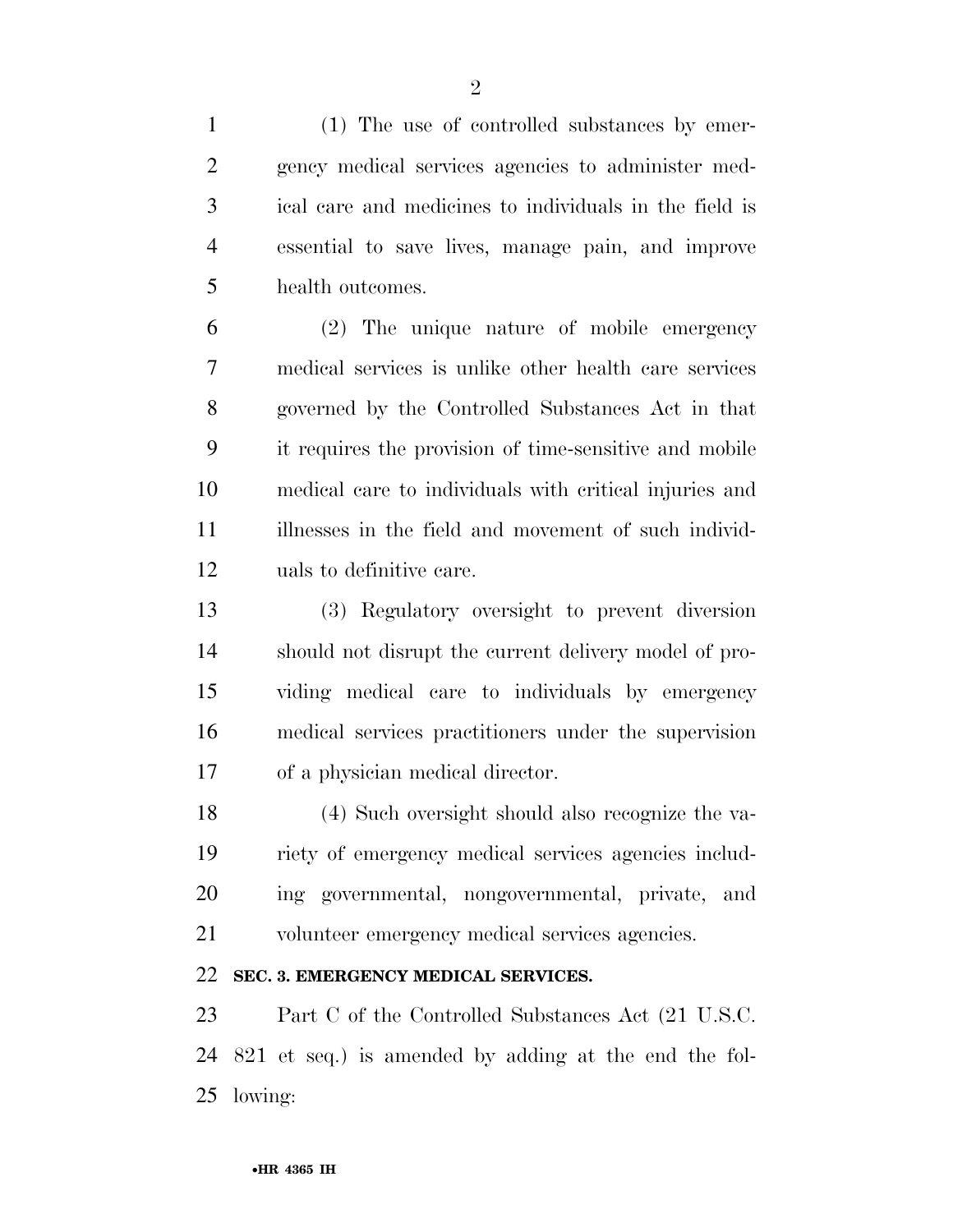(1) The use of controlled substances by emergency medical services agencies to administer medical care and medicines to individuals in the field is essential to save lives, manage pain, and improve health outcomes.

(2) The unique nature of mobile emergency medical services is unlike other health care services governed by the Controlled Substances Act in that it requires the provision of time-sensitive and mobile medical care to individuals with critical injuries and illnesses in the field and movement of such individuals to definitive care.

(3) Regulatory oversight to prevent diversion should not disrupt the current delivery model of providing medical care to individuals by emergency medical services practitioners under the supervision of a physician medical director.

(4) Such oversight should also recognize the variety of emergency medical services agencies including governmental, nongovernmental, private, and volunteer emergency medical services agencies.

**SEC. 3. EMERGENCY MEDICAL SERVICES.**

Part C of the Controlled Substances Act (21 U.S.C. 821 et seq.) is amended by adding at the end the following: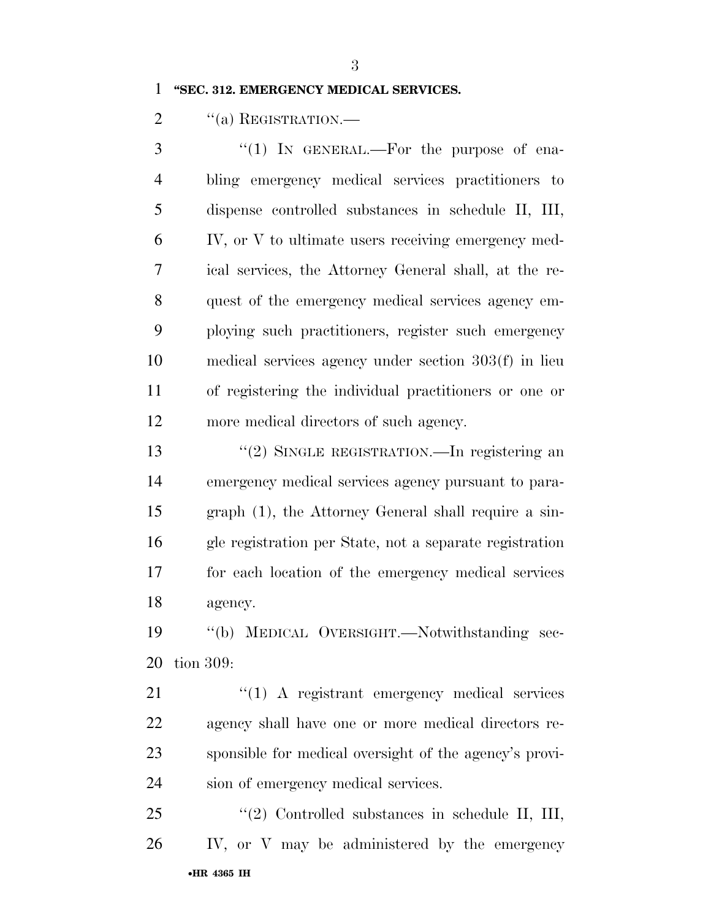**"SEC. 312. EMERGENCY MEDICAL SERVICES.**

"(a) REGISTRATION.—

"(1) IN GENERAL.—For the purpose of enabling emergency medical services practitioners to dispense controlled substances in schedule II, III, IV, or V to ultimate users receiving emergency medical services, the Attorney General shall, at the request of the emergency medical services agency employing such practitioners, register such emergency medical services agency under section 303(f) in lieu of registering the individual practitioners or one or more medical directors of such agency.

"(2) SINGLE REGISTRATION.—In registering an emergency medical services agency pursuant to paragraph (1), the Attorney General shall require a single registration per State, not a separate registration for each location of the emergency medical services agency.

"(b) MEDICAL OVERSIGHT.—Notwithstanding section 309:

"(1) A registrant emergency medical services agency shall have one or more medical directors responsible for medical oversight of the agency's provision of emergency medical services.

"(2) Controlled substances in schedule II, III, IV, or V may be administered by the emergency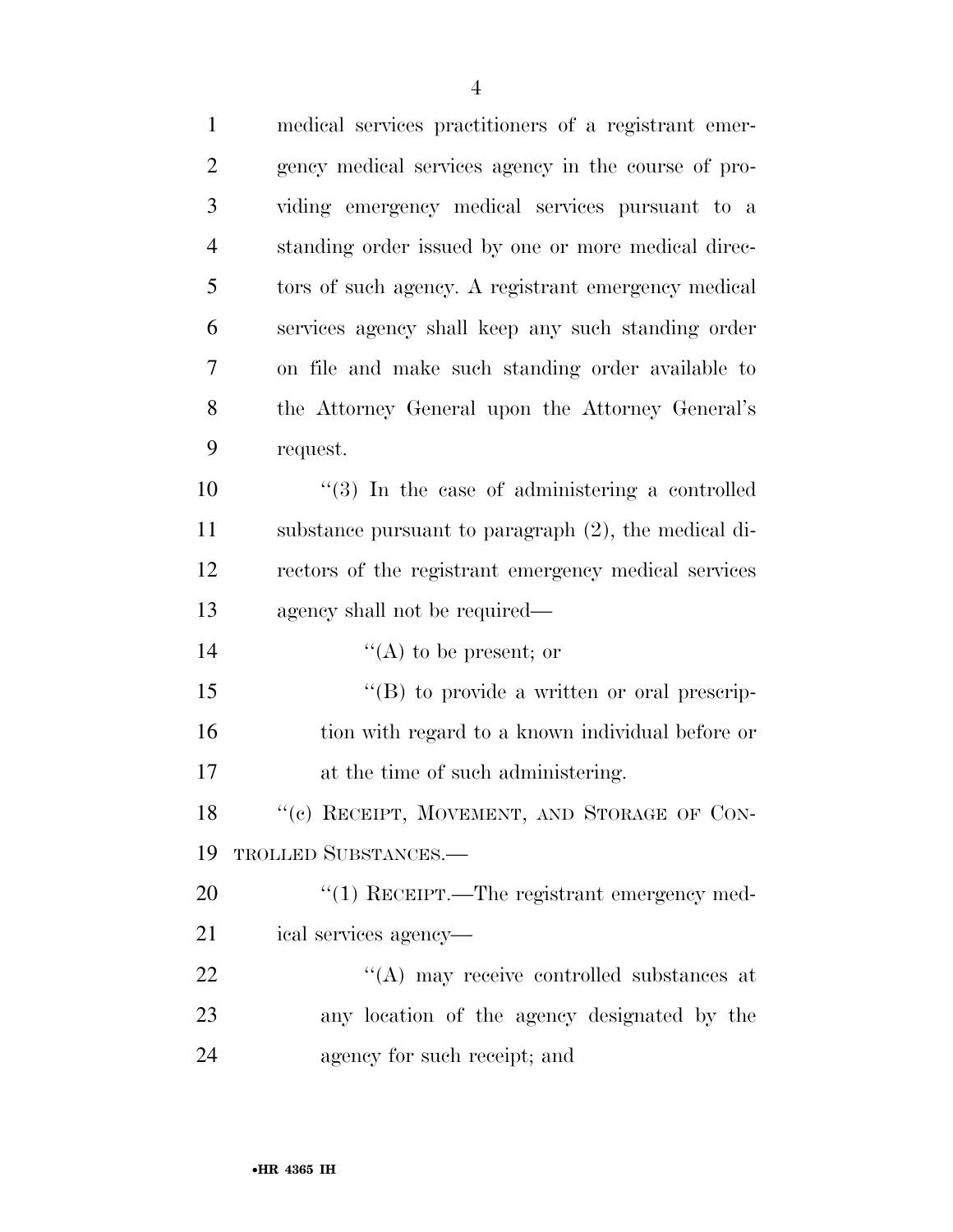medical services practitioners of a registrant emergency medical services agency in the course of providing emergency medical services pursuant to a standing order issued by one or more medical directors of such agency. A registrant emergency medical services agency shall keep any such standing order on file and make such standing order available to the Attorney General upon the Attorney General's request.

"(3) In the case of administering a controlled substance pursuant to paragraph (2), the medical directors of the registrant emergency medical services agency shall not be required—

"(A) to be present; or

"(B) to provide a written or oral prescription with regard to a known individual before or at the time of such administering.

"(c) RECEIPT, MOVEMENT, AND STORAGE OF CONTROLLED SUBSTANCES.—

"(1) RECEIPT.—The registrant emergency medical services agency—

"(A) may receive controlled substances at any location of the agency designated by the agency for such receipt; and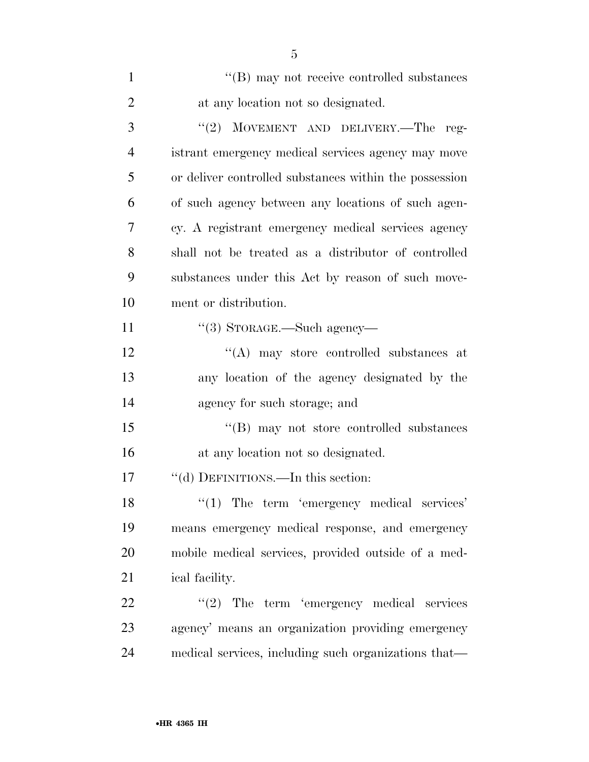"(B) may not receive controlled substances at any location not so designated.

"(2) MOVEMENT AND DELIVERY.—The registrant emergency medical services agency may move or deliver controlled substances within the possession of such agency between any locations of such agency. A registrant emergency medical services agency shall not be treated as a distributor of controlled substances under this Act by reason of such movement or distribution.

"(3) STORAGE.—Such agency—

"(A) may store controlled substances at any location of the agency designated by the agency for such storage; and

"(B) may not store controlled substances at any location not so designated.

"(d) DEFINITIONS.—In this section:

"(1) The term 'emergency medical services' means emergency medical response, and emergency mobile medical services, provided outside of a medical facility.

"(2) The term 'emergency medical services agency' means an organization providing emergency medical services, including such organizations that—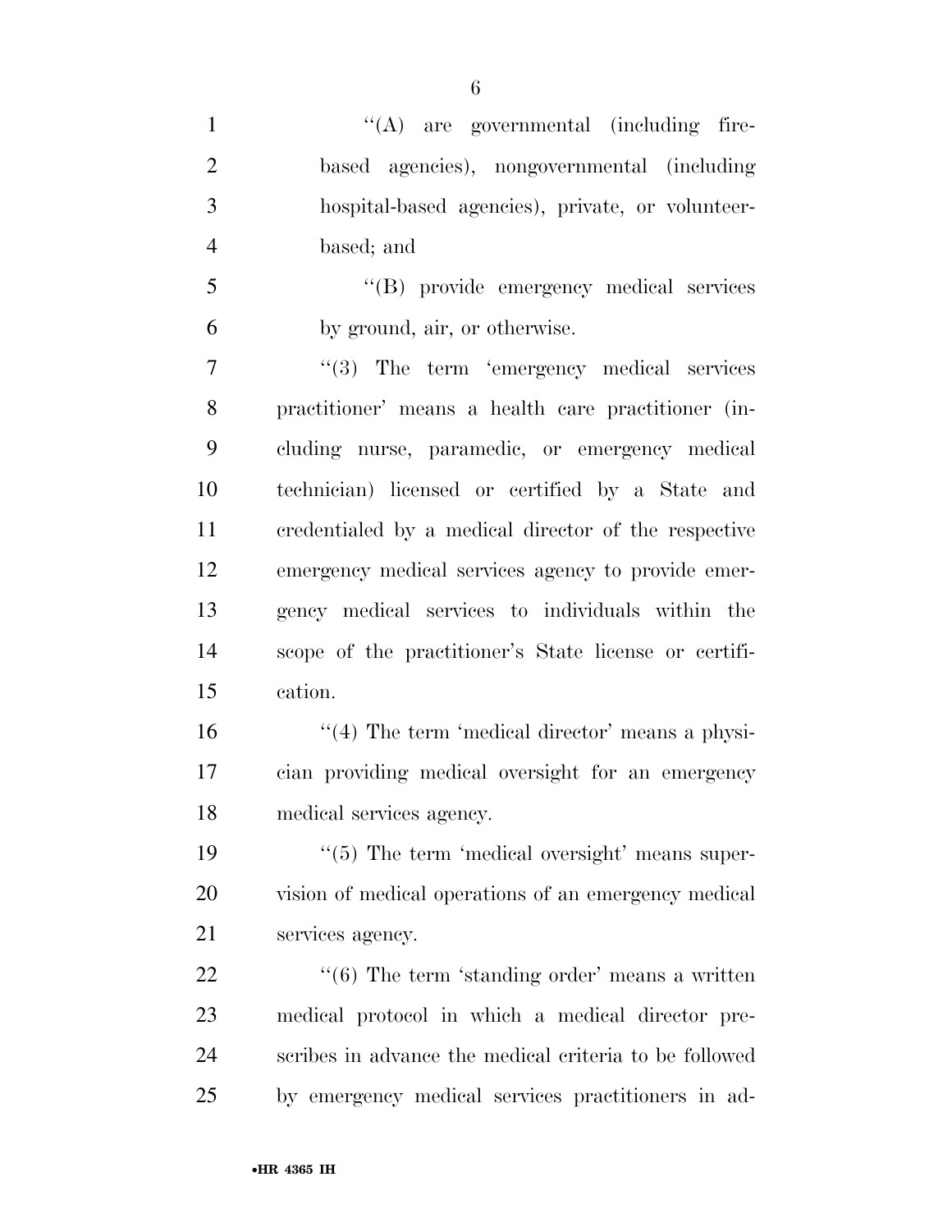''(A) are governmental (including fire-based agencies), nongovernmental (including hospital-based agencies), private, or volunteer-based; and

''(B) provide emergency medical services by ground, air, or otherwise.

''(3) The term 'emergency medical services practitioner' means a health care practitioner (including nurse, paramedic, or emergency medical technician) licensed or certified by a State and credentialed by a medical director of the respective emergency medical services agency to provide emergency medical services to individuals within the scope of the practitioner's State license or certification.

''(4) The term 'medical director' means a physician providing medical oversight for an emergency medical services agency.

''(5) The term 'medical oversight' means supervision of medical operations of an emergency medical services agency.

''(6) The term 'standing order' means a written medical protocol in which a medical director prescribes in advance the medical criteria to be followed by emergency medical services practitioners in ad-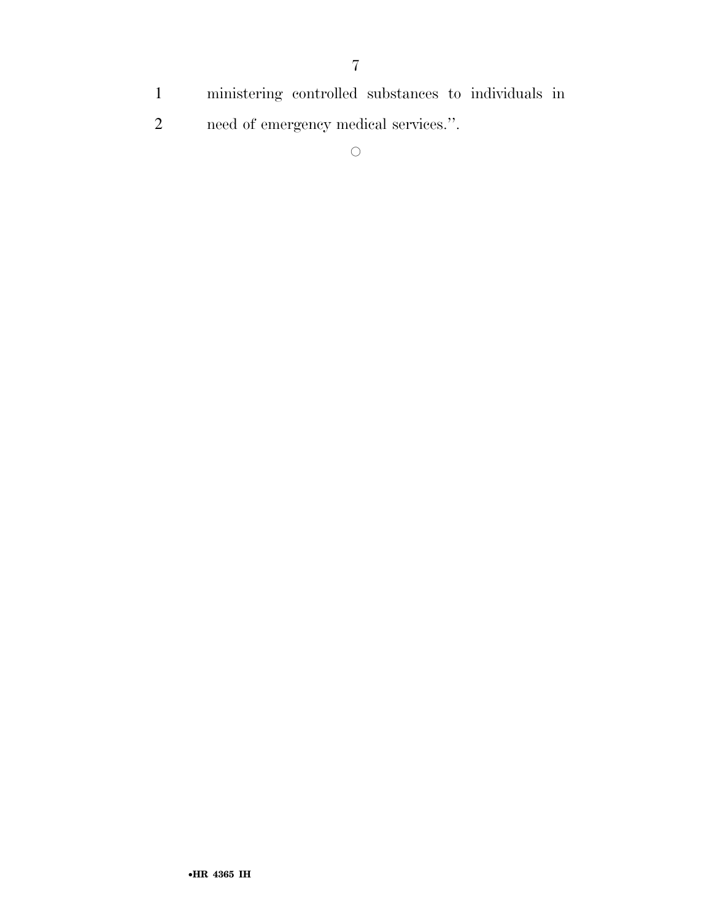ministering controlled substances to individuals in need of emergency medical services.''.

○